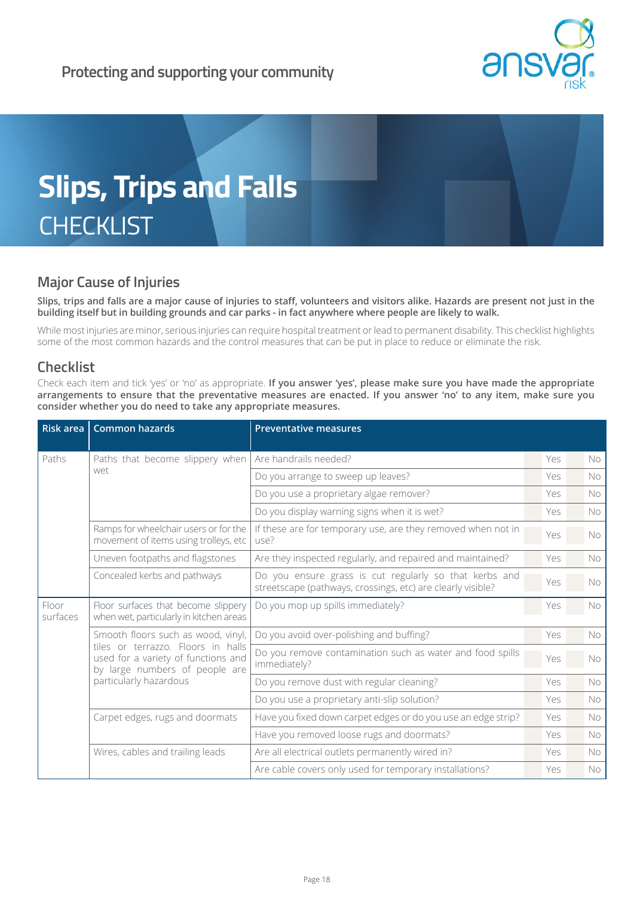Protecting and supporting your community

# Slips, Trips and Falls

CHECKLIST

## Major Cause of Injuries

**Slips, trips and falls are a major cause of injuries to staff, volunteers and visitors alike. Hazards are present not just in the building itself but in building grounds and car parks - in fact anywhere where people are likely to walk.**

While most injuries are minor, serious injuries can require hospital treatment or lead to permanent disability. This checklist highlights some of the most common hazards and the control measures that can be put in place to reduce or eliminate the risk.

## Checklist

Check each item and tick 'yes' or 'no' as appropriate. **If you answer 'yes', please make sure you have made the appropriate arrangements to ensure that the preventative measures are enacted. If you answer 'no' to any item, make sure you consider whether you do need to take any appropriate measures.**

| Risk area | Common hazards | Preventative measures | | |
|---|---|---|---|---|
| Paths | Paths that become slippery when wet | Are handrails needed? | Yes | No |
| | | Do you arrange to sweep up leaves? | Yes | No |
| | | Do you use a proprietary algae remover? | Yes | No |
| | | Do you display warning signs when it is wet? | Yes | No |
| | Ramps for wheelchair users or for the movement of items using trolleys, etc | If these are for temporary use, are they removed when not in use? | Yes | No |
| | Uneven footpaths and flagstones | Are they inspected regularly, and repaired and maintained? | Yes | No |
| | Concealed kerbs and pathways | Do you ensure grass is cut regularly so that kerbs and streetscape (pathways, crossings, etc) are clearly visible? | Yes | No |
| Floor surfaces | Floor surfaces that become slippery when wet, particularly in kitchen areas | Do you mop up spills immediately? | Yes | No |
| | Smooth floors such as wood, vinyl, tiles or terrazzo. Floors in halls used for a variety of functions and by large numbers of people are particularly hazardous | Do you avoid over-polishing and buffing? | Yes | No |
| | | Do you remove contamination such as water and food spills immediately? | Yes | No |
| | | Do you remove dust with regular cleaning? | Yes | No |
| | | Do you use a proprietary anti-slip solution? | Yes | No |
| | Carpet edges, rugs and doormats | Have you fixed down carpet edges or do you use an edge strip? | Yes | No |
| | | Have you removed loose rugs and doormats? | Yes | No |
| | Wires, cables and trailing leads | Are all electrical outlets permanently wired in? | Yes | No |
| | | Are cable covers only used for temporary installations? | Yes | No |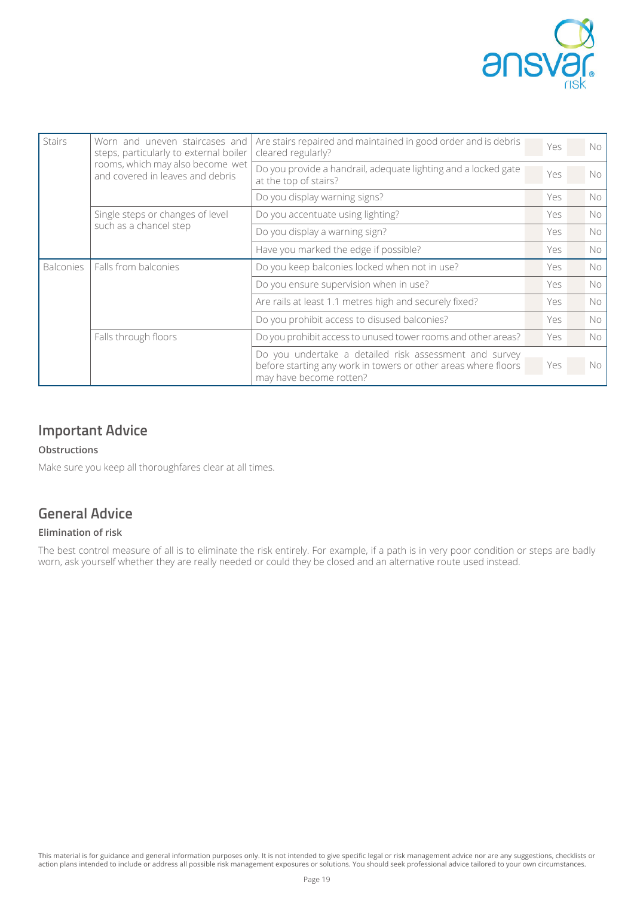| | | | | |
|---|---|---|---|---|
| Stairs | Worn and uneven staircases and steps, particularly to external boiler rooms, which may also become wet and covered in leaves and debris | Are stairs repaired and maintained in good order and is debris cleared regularly? | Yes | No |
| | | Do you provide a handrail, adequate lighting and a locked gate at the top of stairs? | Yes | No |
| | | Do you display warning signs? | Yes | No |
| | Single steps or changes of level such as a chancel step | Do you accentuate using lighting? | Yes | No |
| | | Do you display a warning sign? | Yes | No |
| | | Have you marked the edge if possible? | Yes | No |
| Balconies | Falls from balconies | Do you keep balconies locked when not in use? | Yes | No |
| | | Do you ensure supervision when in use? | Yes | No |
| | | Are rails at least 1.1 metres high and securely fixed? | Yes | No |
| | | Do you prohibit access to disused balconies? | Yes | No |
| | Falls through floors | Do you prohibit access to unused tower rooms and other areas? | Yes | No |
| | | Do you undertake a detailed risk assessment and survey before starting any work in towers or other areas where floors may have become rotten? | Yes | No |

## Important Advice

### Obstructions

Make sure you keep all thoroughfares clear at all times.

## General Advice

### Elimination of risk

The best control measure of all is to eliminate the risk entirely. For example, if a path is in very poor condition or steps are badly worn, ask yourself whether they are really needed or could they be closed and an alternative route used instead.

This material is for guidance and general information purposes only. It is not intended to give specific legal or risk management advice nor are any suggestions, checklists or action plans intended to include or address all possible risk management exposures or solutions. You should seek professional advice tailored to your own circumstances.